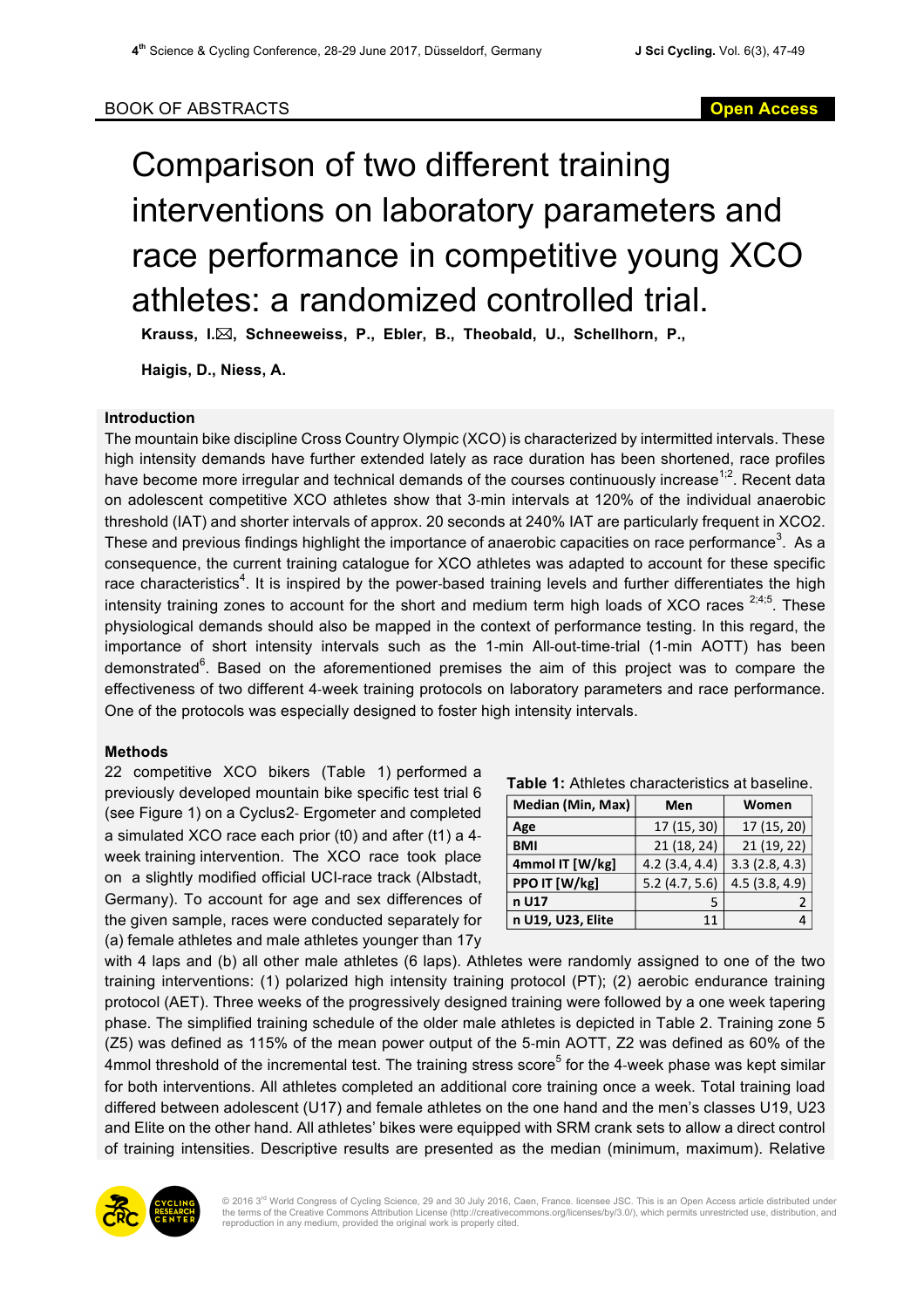BOOK OF ABSTRACTS

# Comparison of two different training interventions on laboratory parameters and race performance in competitive young XCO athletes: a randomized controlled trial.

**Krauss, I.✉, Schneeweiss, P., Ebler, B., Theobald, U., Schellhorn, P., Haigis, D., Niess, A.**

## Introduction

The mountain bike discipline Cross Country Olympic (XCO) is characterized by intermitted intervals. These high intensity demands have further extended lately as race duration has been shortened, race profiles have become more irregular and technical demands of the courses continuously increase[1;2]. Recent data on adolescent competitive XCO athletes show that 3-min intervals at 120% of the individual anaerobic threshold (IAT) and shorter intervals of approx. 20 seconds at 240% IAT are particularly frequent in XCO2. These and previous findings highlight the importance of anaerobic capacities on race performance[3]. As a consequence, the current training catalogue for XCO athletes was adapted to account for these specific race characteristics[4]. It is inspired by the power-based training levels and further differentiates the high intensity training zones to account for the short and medium term high loads of XCO races [2;4;5]. These physiological demands should also be mapped in the context of performance testing. In this regard, the importance of short intensity intervals such as the 1-min All-out-time-trial (1-min AOTT) has been demonstrated[6]. Based on the aforementioned premises the aim of this project was to compare the effectiveness of two different 4-week training protocols on laboratory parameters and race performance. One of the protocols was especially designed to foster high intensity intervals.

## Methods

22 competitive XCO bikers (Table 1) performed a previously developed mountain bike specific test trial 6 (see Figure 1) on a Cyclus2- Ergometer and completed a simulated XCO race each prior (t0) and after (t1) a 4-week training intervention. The XCO race took place on a slightly modified official UCI-race track (Albstadt, Germany). To account for age and sex differences of the given sample, races were conducted separately for (a) female athletes and male athletes younger than 17y with 4 laps and (b) all other male athletes (6 laps). Athletes were randomly assigned to one of the two training interventions: (1) polarized high intensity training protocol (PT); (2) aerobic endurance training protocol (AET). Three weeks of the progressively designed training were followed by a one week tapering phase. The simplified training schedule of the older male athletes is depicted in Table 2. Training zone 5 (Z5) was defined as 115% of the mean power output of the 5-min AOTT, Z2 was defined as 60% of the 4mmol threshold of the incremental test. The training stress score[5] for the 4-week phase was kept similar for both interventions. All athletes completed an additional core training once a week. Total training load differed between adolescent (U17) and female athletes on the one hand and the men's classes U19, U23 and Elite on the other hand. All athletes' bikes were equipped with SRM crank sets to allow a direct control of training intensities. Descriptive results are presented as the median (minimum, maximum). Relative

**Table 1:** Athletes characteristics at baseline.

| Median (Min, Max) | Men | Women |
|---|---|---|
| Age | 17 (15, 30) | 17 (15, 20) |
| BMI | 21 (18, 24) | 21 (19, 22) |
| 4mmol IT [W/kg] | 4.2 (3.4, 4.4) | 3.3 (2.8, 4.3) |
| PPO IT [W/kg] | 5.2 (4.7, 5.6) | 4.5 (3.8, 4.9) |
| n U17 | 5 | 2 |
| n U19, U23, Elite | 11 | 4 |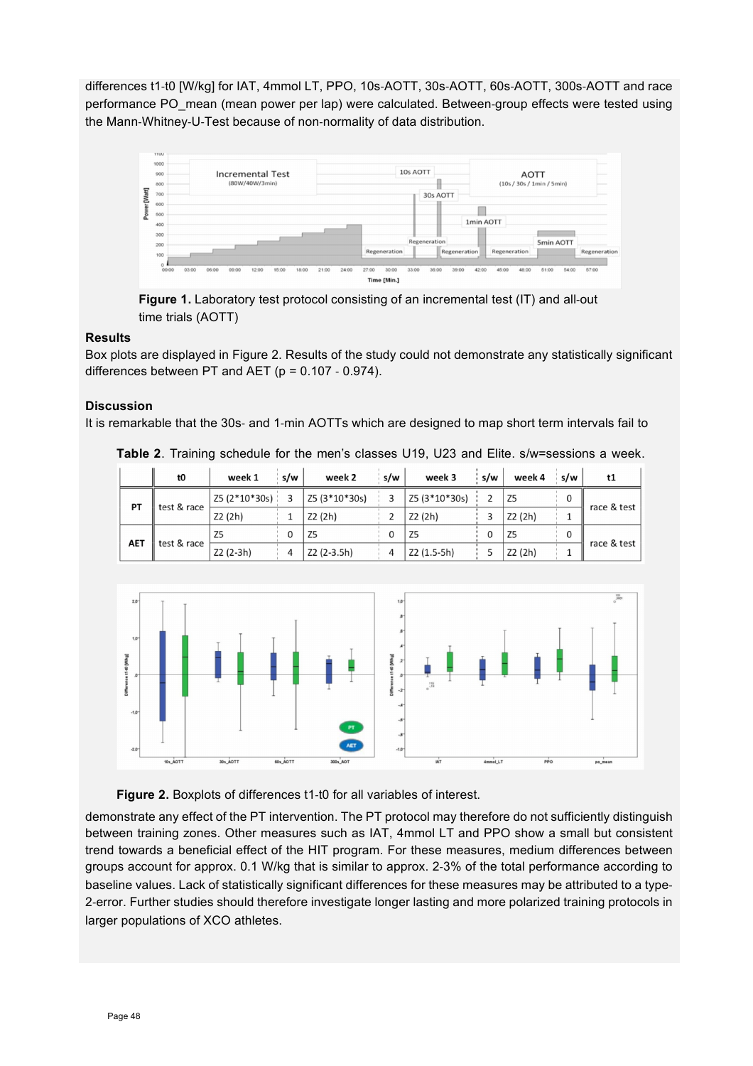differences t1-t0 [W/kg] for IAT, 4mmol LT, PPO, 10s-AOTT, 30s-AOTT, 60s-AOTT, 300s-AOTT and race performance PO_mean (mean power per lap) were calculated. Between-group effects were tested using the Mann-Whitney-U-Test because of non-normality of data distribution.

**Figure 1.** Laboratory test protocol consisting of an incremental test (IT) and all-out time trials (AOTT)

### Results

Box plots are displayed in Figure 2. Results of the study could not demonstrate any statistically significant differences between PT and AET (p = 0.107 - 0.974).

### Discussion

It is remarkable that the 30s- and 1-min AOTTs which are designed to map short term intervals fail to

**Table 2**. Training schedule for the men's classes U19, U23 and Elite. s/w=sessions a week.

| | t0 | week 1 | s/w | week 2 | s/w | week 3 | s/w | week 4 | s/w | t1 |
|---|---|---|---|---|---|---|---|---|---|---|
| PT | test & race | Z5 (2*10*30s) | 3 | Z5 (3*10*30s) | 3 | Z5 (3*10*30s) | 2 | Z5 | 0 | race & test |
| | | Z2 (2h) | 1 | Z2 (2h) | 2 | Z2 (2h) | 3 | Z2 (2h) | 1 | |
| AET | test & race | Z5 | 0 | Z5 | 0 | Z5 | 0 | Z5 | 0 | race & test |
| | | Z2 (2-3h) | 4 | Z2 (2-3.5h) | 4 | Z2 (1.5-5h) | 5 | Z2 (2h) | 1 | |

**Figure 2.** Boxplots of differences t1-t0 for all variables of interest.

demonstrate any effect of the PT intervention. The PT protocol may therefore do not sufficiently distinguish between training zones. Other measures such as IAT, 4mmol LT and PPO show a small but consistent trend towards a beneficial effect of the HIT program. For these measures, medium differences between groups account for approx. 0.1 W/kg that is similar to approx. 2-3% of the total performance according to baseline values. Lack of statistically significant differences for these measures may be attributed to a type-2-error. Further studies should therefore investigate longer lasting and more polarized training protocols in larger populations of XCO athletes.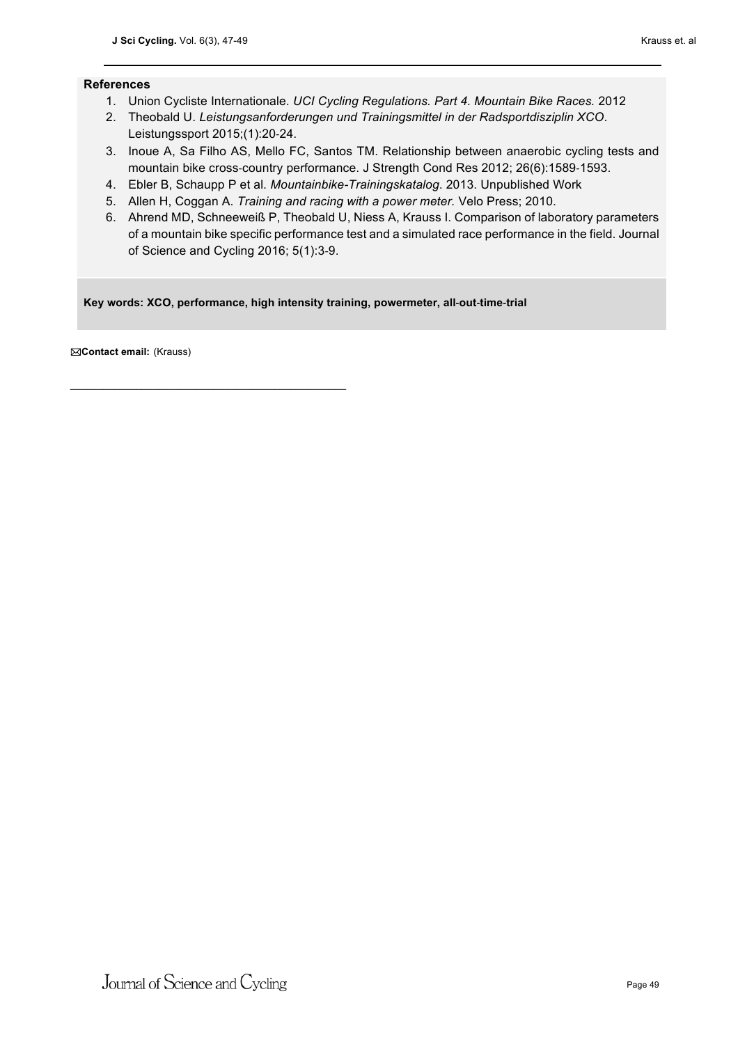**References**

1. Union Cycliste Internationale. *UCI Cycling Regulations. Part 4. Mountain Bike Races.* 2012
2. Theobald U. *Leistungsanforderungen und Trainingsmittel in der Radsportdisziplin XCO.* Leistungssport 2015;(1):20-24.
3. Inoue A, Sa Filho AS, Mello FC, Santos TM. Relationship between anaerobic cycling tests and mountain bike cross-country performance. J Strength Cond Res 2012; 26(6):1589-1593.
4. Ebler B, Schaupp P et al. *Mountainbike-Trainingskatalog.* 2013. Unpublished Work
5. Allen H, Coggan A. *Training and racing with a power meter.* Velo Press; 2010.
6. Ahrend MD, Schneeweiß P, Theobald U, Niess A, Krauss I. Comparison of laboratory parameters of a mountain bike specific performance test and a simulated race performance in the field. Journal of Science and Cycling 2016; 5(1):3-9.

**Key words: XCO, performance, high intensity training, powermeter, all-out-time-trial**

✉**Contact email:** (Krauss)